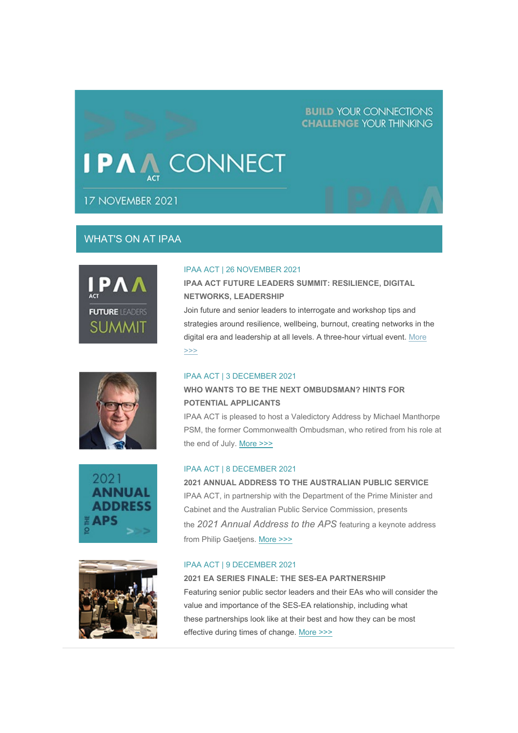BUILD YOUR CONNECTIONS
CHALLENGE YOUR THINKING

# IPAA ACT CONNECT

17 NOVEMBER 2021

## WHAT'S ON AT IPAA

IPAA ACT | 26 NOVEMBER 2021

**IPAA ACT FUTURE LEADERS SUMMIT: RESILIENCE, DIGITAL NETWORKS, LEADERSHIP**

Join future and senior leaders to interrogate and workshop tips and strategies around resilience, wellbeing, burnout, creating networks in the digital era and leadership at all levels. A three-hour virtual event. More >>>

IPAA ACT | 3 DECEMBER 2021

**WHO WANTS TO BE THE NEXT OMBUDSMAN? HINTS FOR POTENTIAL APPLICANTS**

IPAA ACT is pleased to host a Valedictory Address by Michael Manthorpe PSM, the former Commonwealth Ombudsman, who retired from his role at the end of July. More >>>

IPAA ACT | 8 DECEMBER 2021

**2021 ANNUAL ADDRESS TO THE AUSTRALIAN PUBLIC SERVICE**

IPAA ACT, in partnership with the Department of the Prime Minister and Cabinet and the Australian Public Service Commission, presents the *2021 Annual Address to the APS* featuring a keynote address from Philip Gaetjens. More >>>

IPAA ACT | 9 DECEMBER 2021

**2021 EA SERIES FINALE: THE SES-EA PARTNERSHIP**

Featuring senior public sector leaders and their EAs who will consider the value and importance of the SES-EA relationship, including what these partnerships look like at their best and how they can be most effective during times of change. More >>>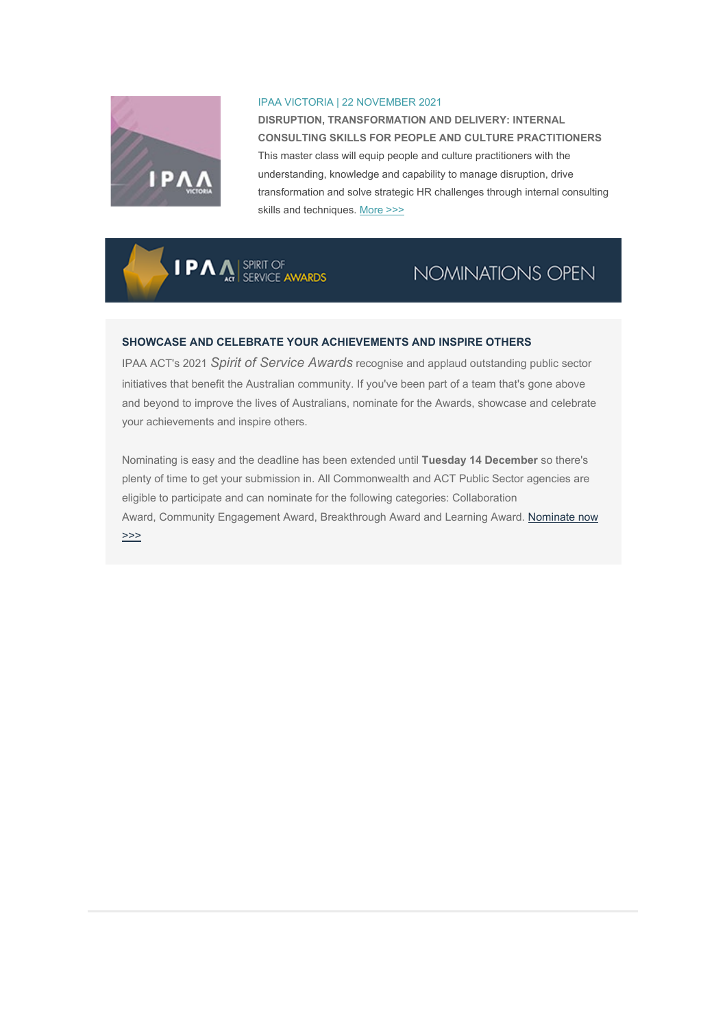IPAA VICTORIA | 22 NOVEMBER 2021

**DISRUPTION, TRANSFORMATION AND DELIVERY: INTERNAL CONSULTING SKILLS FOR PEOPLE AND CULTURE PRACTITIONERS**

This master class will equip people and culture practitioners with the understanding, knowledge and capability to manage disruption, drive transformation and solve strategic HR challenges through internal consulting skills and techniques. More >>>

IPAA ACT SPIRIT OF SERVICE AWARDS — NOMINATIONS OPEN

**SHOWCASE AND CELEBRATE YOUR ACHIEVEMENTS AND INSPIRE OTHERS**

IPAA ACT's 2021 *Spirit of Service Awards* recognise and applaud outstanding public sector initiatives that benefit the Australian community. If you've been part of a team that's gone above and beyond to improve the lives of Australians, nominate for the Awards, showcase and celebrate your achievements and inspire others.

Nominating is easy and the deadline has been extended until **Tuesday 14 December** so there's plenty of time to get your submission in. All Commonwealth and ACT Public Sector agencies are eligible to participate and can nominate for the following categories: Collaboration Award, Community Engagement Award, Breakthrough Award and Learning Award. Nominate now >>>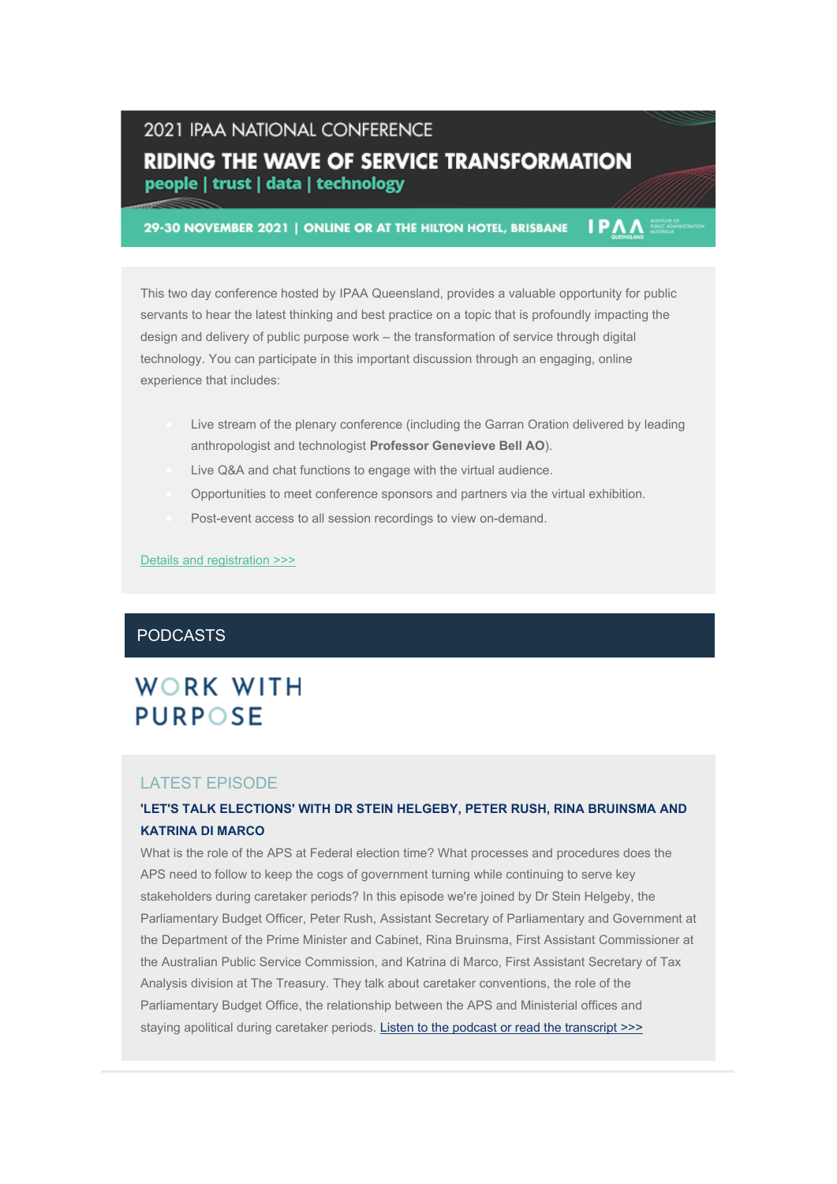# 2021 IPAA NATIONAL CONFERENCE

## RIDING THE WAVE OF SERVICE TRANSFORMATION

people | trust | data | technology

29-30 NOVEMBER 2021 | ONLINE OR AT THE HILTON HOTEL, BRISBANE

IPAA QUEENSLAND — INSTITUTE OF PUBLIC ADMINISTRATION AUSTRALIA

This two day conference hosted by IPAA Queensland, provides a valuable opportunity for public servants to hear the latest thinking and best practice on a topic that is profoundly impacting the design and delivery of public purpose work – the transformation of service through digital technology. You can participate in this important discussion through an engaging, online experience that includes:

- Live stream of the plenary conference (including the Garran Oration delivered by leading anthropologist and technologist **Professor Genevieve Bell AO**).
- Live Q&A and chat functions to engage with the virtual audience.
- Opportunities to meet conference sponsors and partners via the virtual exhibition.
- Post-event access to all session recordings to view on-demand.

Details and registration >>>

## PODCASTS

WORK WITH PURPOSE

### LATEST EPISODE

**'LET'S TALK ELECTIONS' WITH DR STEIN HELGEBY, PETER RUSH, RINA BRUINSMA AND KATRINA DI MARCO**

What is the role of the APS at Federal election time? What processes and procedures does the APS need to follow to keep the cogs of government turning while continuing to serve key stakeholders during caretaker periods? In this episode we're joined by Dr Stein Helgeby, the Parliamentary Budget Officer, Peter Rush, Assistant Secretary of Parliamentary and Government at the Department of the Prime Minister and Cabinet, Rina Bruinsma, First Assistant Commissioner at the Australian Public Service Commission, and Katrina di Marco, First Assistant Secretary of Tax Analysis division at The Treasury. They talk about caretaker conventions, the role of the Parliamentary Budget Office, the relationship between the APS and Ministerial offices and staying apolitical during caretaker periods. Listen to the podcast or read the transcript >>>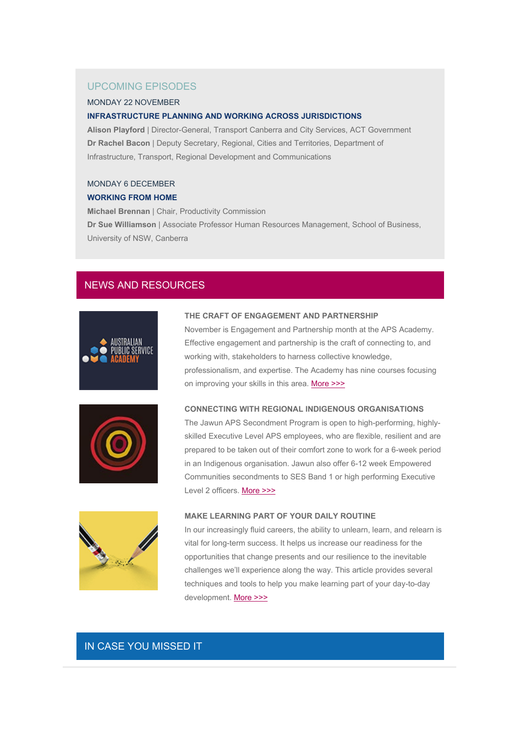## UPCOMING EPISODES

MONDAY 22 NOVEMBER

**INFRASTRUCTURE PLANNING AND WORKING ACROSS JURISDICTIONS**

**Alison Playford** | Director-General, Transport Canberra and City Services, ACT Government

**Dr Rachel Bacon** | Deputy Secretary, Regional, Cities and Territories, Department of Infrastructure, Transport, Regional Development and Communications

MONDAY 6 DECEMBER

**WORKING FROM HOME**

**Michael Brennan** | Chair, Productivity Commission

**Dr Sue Williamson** | Associate Professor Human Resources Management, School of Business, University of NSW, Canberra

## NEWS AND RESOURCES

### THE CRAFT OF ENGAGEMENT AND PARTNERSHIP

November is Engagement and Partnership month at the APS Academy. Effective engagement and partnership is the craft of connecting to, and working with, stakeholders to harness collective knowledge, professionalism, and expertise. The Academy has nine courses focusing on improving your skills in this area. More >>>

### CONNECTING WITH REGIONAL INDIGENOUS ORGANISATIONS

The Jawun APS Secondment Program is open to high-performing, highly-skilled Executive Level APS employees, who are flexible, resilient and are prepared to be taken out of their comfort zone to work for a 6-week period in an Indigenous organisation. Jawun also offer 6-12 week Empowered Communities secondments to SES Band 1 or high performing Executive Level 2 officers. More >>>

### MAKE LEARNING PART OF YOUR DAILY ROUTINE

In our increasingly fluid careers, the ability to unlearn, learn, and relearn is vital for long-term success. It helps us increase our readiness for the opportunities that change presents and our resilience to the inevitable challenges we'll experience along the way. This article provides several techniques and tools to help you make learning part of your day-to-day development. More >>>

## IN CASE YOU MISSED IT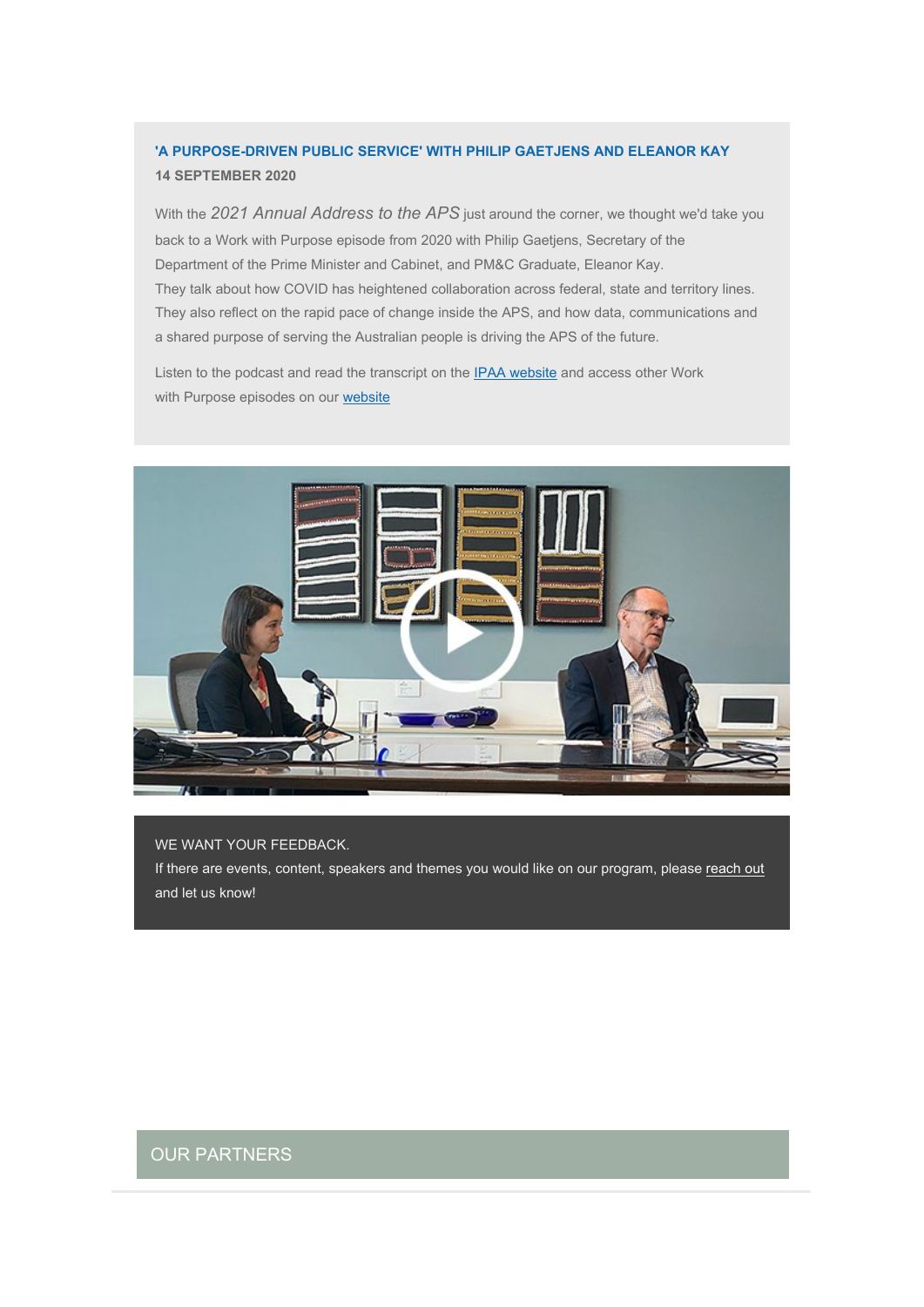### 'A PURPOSE-DRIVEN PUBLIC SERVICE' WITH PHILIP GAETJENS AND ELEANOR KAY

**14 SEPTEMBER 2020**

With the *2021 Annual Address to the APS* just around the corner, we thought we'd take you back to a Work with Purpose episode from 2020 with Philip Gaetjens, Secretary of the Department of the Prime Minister and Cabinet, and PM&C Graduate, Eleanor Kay. They talk about how COVID has heightened collaboration across federal, state and territory lines. They also reflect on the rapid pace of change inside the APS, and how data, communications and a shared purpose of serving the Australian people is driving the APS of the future.

Listen to the podcast and read the transcript on the IPAA website and access other Work with Purpose episodes on our website

WE WANT YOUR FEEDBACK.
If there are events, content, speakers and themes you would like on our program, please reach out and let us know!

## OUR PARTNERS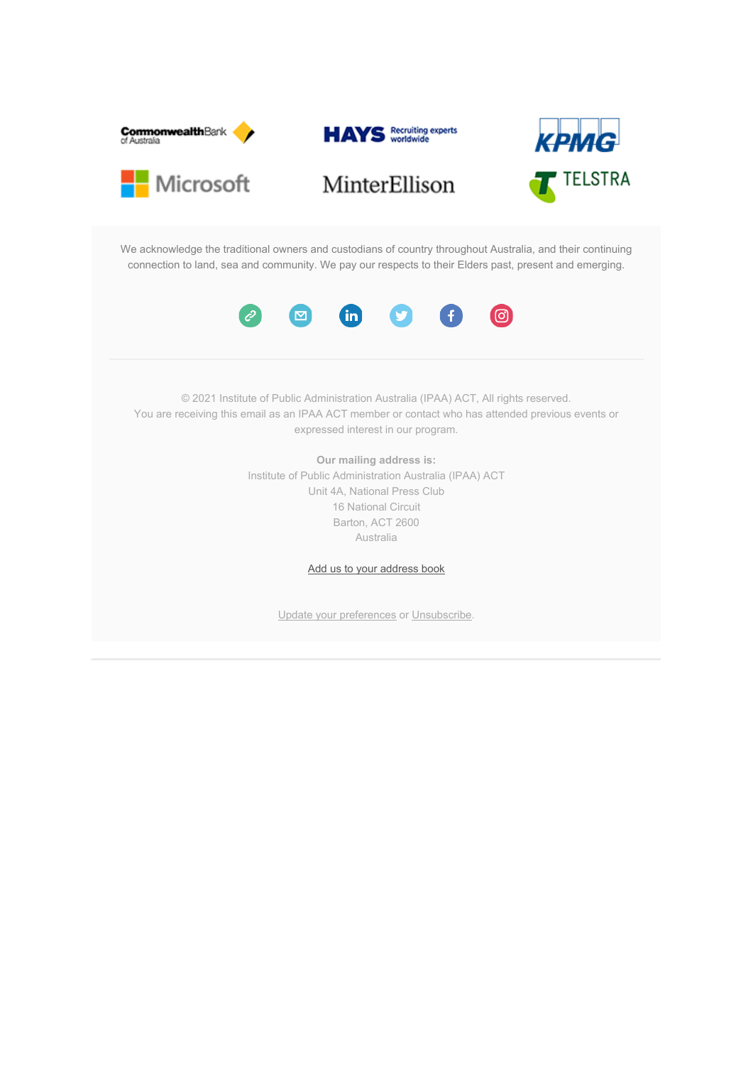We acknowledge the traditional owners and custodians of country throughout Australia, and their continuing connection to land, sea and community. We pay our respects to their Elders past, present and emerging.

© 2021 Institute of Public Administration Australia (IPAA) ACT, All rights reserved.
You are receiving this email as an IPAA ACT member or contact who has attended previous events or expressed interest in our program.

**Our mailing address is:**
Institute of Public Administration Australia (IPAA) ACT
Unit 4A, National Press Club
16 National Circuit
Barton, ACT 2600
Australia

Add us to your address book

Update your preferences or Unsubscribe.